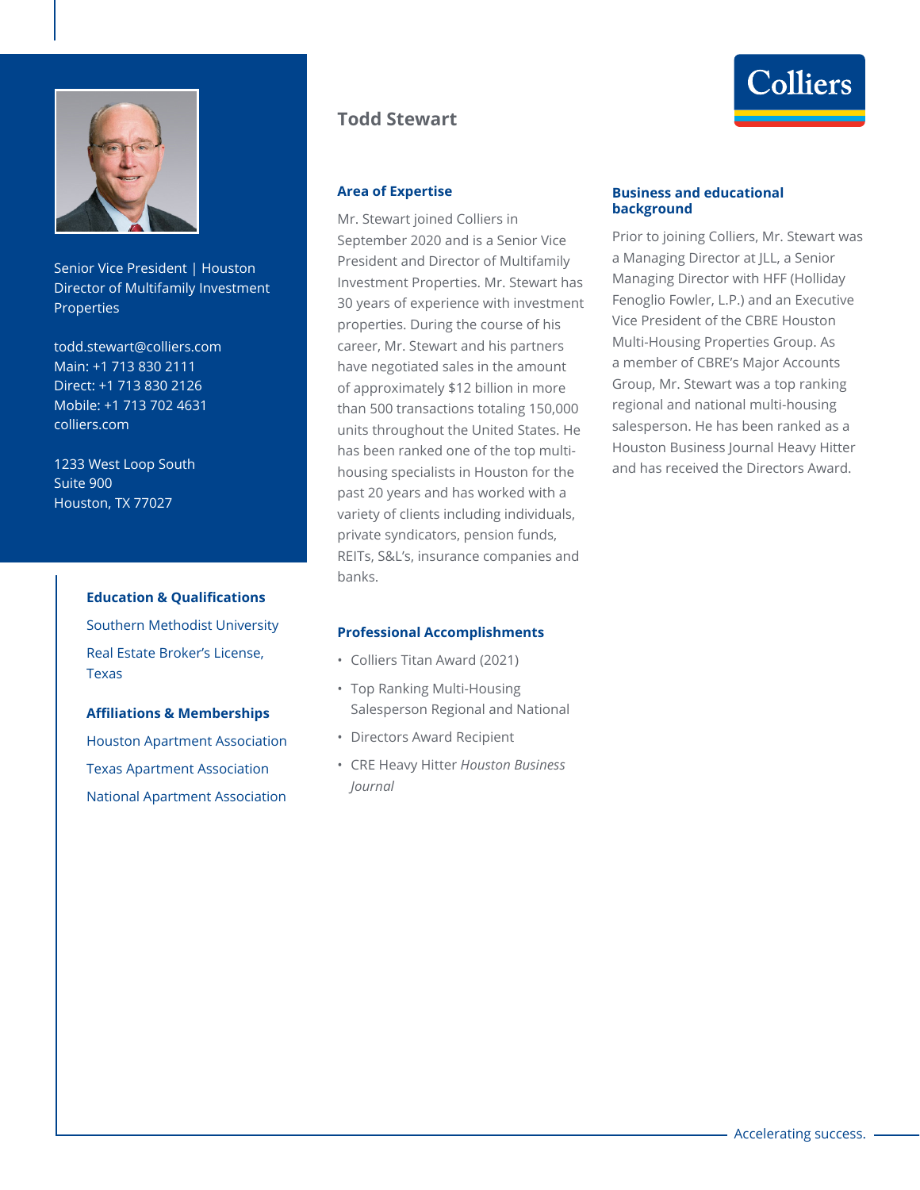# Todd Stewart

Senior Vice President | Houston
Director of Multifamily Investment Properties

todd.stewart@colliers.com
Main: +1 713 830 2111
Direct: +1 713 830 2126
Mobile: +1 713 702 4631
colliers.com

1233 West Loop South
Suite 900
Houston, TX 77027

## Area of Expertise

Mr. Stewart joined Colliers in September 2020 and is a Senior Vice President and Director of Multifamily Investment Properties. Mr. Stewart has 30 years of experience with investment properties. During the course of his career, Mr. Stewart and his partners have negotiated sales in the amount of approximately $12 billion in more than 500 transactions totaling 150,000 units throughout the United States. He has been ranked one of the top multi-housing specialists in Houston for the past 20 years and has worked with a variety of clients including individuals, private syndicators, pension funds, REITs, S&L's, insurance companies and banks.

## Business and educational background

Prior to joining Colliers, Mr. Stewart was a Managing Director at JLL, a Senior Managing Director with HFF (Holliday Fenoglio Fowler, L.P.) and an Executive Vice President of the CBRE Houston Multi-Housing Properties Group. As a member of CBRE's Major Accounts Group, Mr. Stewart was a top ranking regional and national multi-housing salesperson. He has been ranked as a Houston Business Journal Heavy Hitter and has received the Directors Award.

## Professional Accomplishments

- Colliers Titan Award (2021)
- Top Ranking Multi-Housing Salesperson Regional and National
- Directors Award Recipient
- CRE Heavy Hitter *Houston Business Journal*

## Education & Qualifications

Southern Methodist University

Real Estate Broker's License, Texas

## Affiliations & Memberships

Houston Apartment Association

Texas Apartment Association

National Apartment Association

Accelerating success.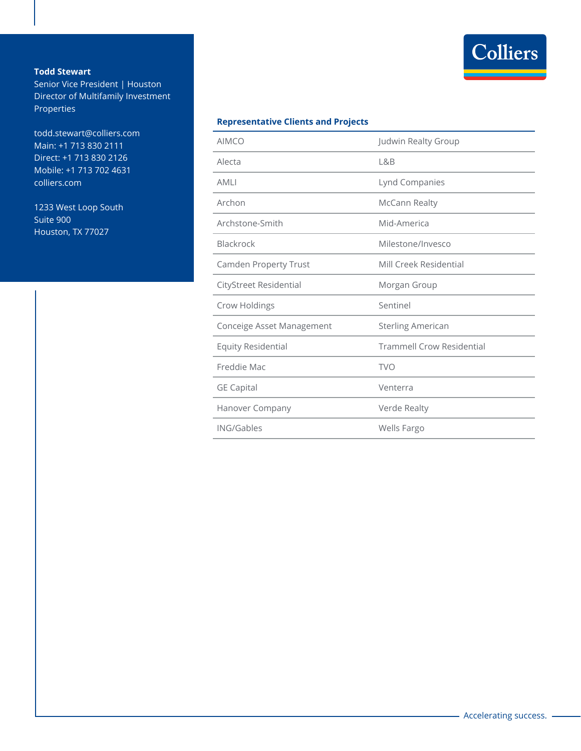**Todd Stewart**
Senior Vice President | Houston
Director of Multifamily Investment Properties

todd.stewart@colliers.com
Main: +1 713 830 2111
Direct: +1 713 830 2126
Mobile: +1 713 702 4631
colliers.com

1233 West Loop South
Suite 900
Houston, TX 77027

## Representative Clients and Projects

| | |
|---|---|
| AIMCO | Judwin Realty Group |
| Alecta | L&B |
| AMLI | Lynd Companies |
| Archon | McCann Realty |
| Archstone-Smith | Mid-America |
| Blackrock | Milestone/Invesco |
| Camden Property Trust | Mill Creek Residential |
| CityStreet Residential | Morgan Group |
| Crow Holdings | Sentinel |
| Conceige Asset Management | Sterling American |
| Equity Residential | Trammell Crow Residential |
| Freddie Mac | TVO |
| GE Capital | Venterra |
| Hanover Company | Verde Realty |
| ING/Gables | Wells Fargo |

Accelerating success.